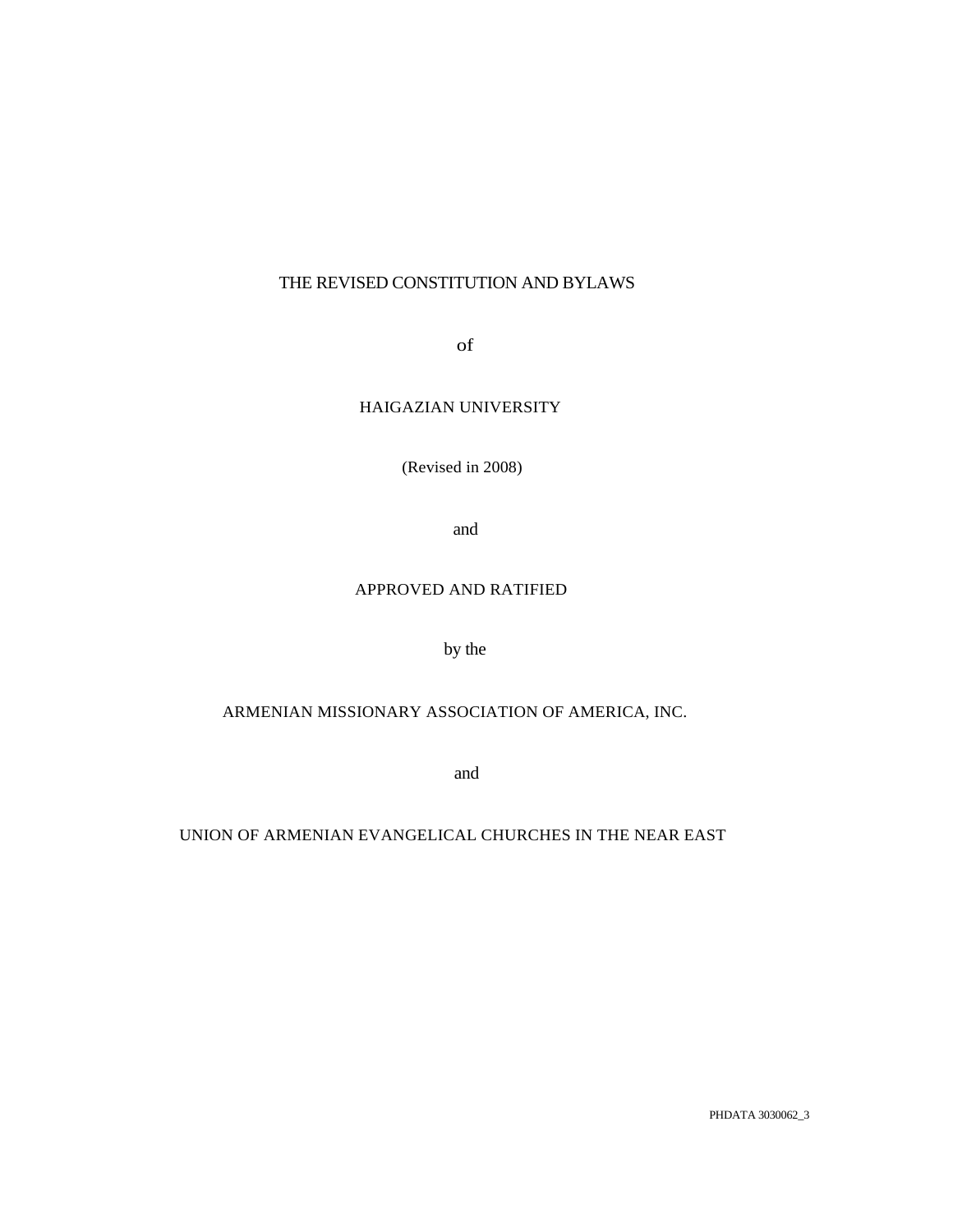# THE REVISED CONSTITUTION AND BYLAWS

of

HAIGAZIAN UNIVERSITY

(Revised in 2008)

and

APPROVED AND RATIFIED

by the

ARMENIAN MISSIONARY ASSOCIATION OF AMERICA, INC.

and

UNION OF ARMENIAN EVANGELICAL CHURCHES IN THE NEAR EAST

PHDATA 3030062_3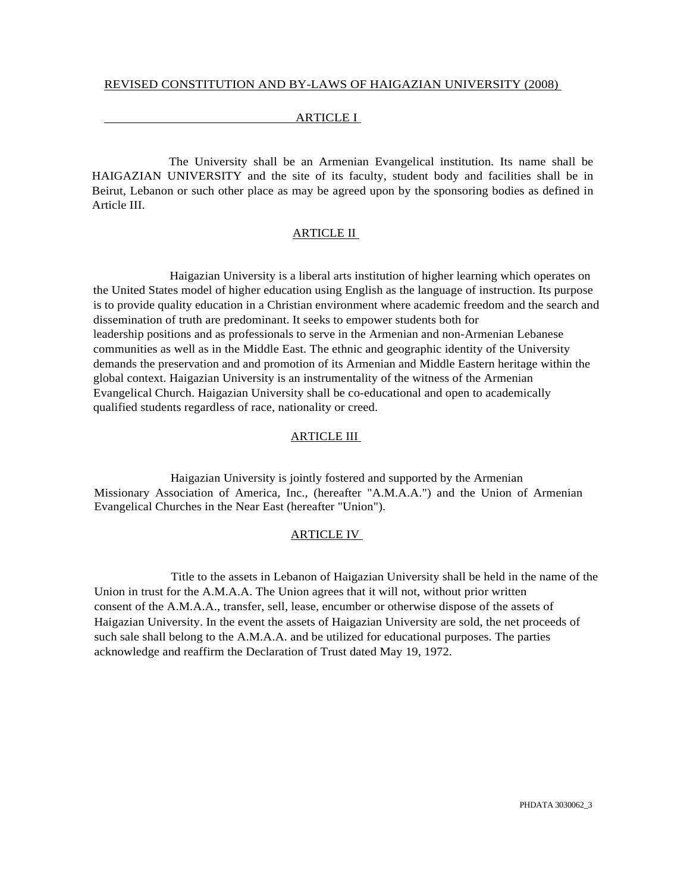REVISED CONSTITUTION AND BY-LAWS OF HAIGAZIAN UNIVERSITY (2008)

## ARTICLE I

The University shall be an Armenian Evangelical institution. Its name shall be HAIGAZIAN UNIVERSITY and the site of its faculty, student body and facilities shall be in Beirut, Lebanon or such other place as may be agreed upon by the sponsoring bodies as defined in Article III.

## ARTICLE II

Haigazian University is a liberal arts institution of higher learning which operates on the United States model of higher education using English as the language of instruction. Its purpose is to provide quality education in a Christian environment where academic freedom and the search and dissemination of truth are predominant. It seeks to empower students both for leadership positions and as professionals to serve in the Armenian and non-Armenian Lebanese communities as well as in the Middle East. The ethnic and geographic identity of the University demands the preservation and and promotion of its Armenian and Middle Eastern heritage within the global context. Haigazian University is an instrumentality of the witness of the Armenian Evangelical Church. Haigazian University shall be co-educational and open to academically qualified students regardless of race, nationality or creed.

## ARTICLE III

Haigazian University is jointly fostered and supported by the Armenian Missionary Association of America, Inc., (hereafter "A.M.A.A.") and the Union of Armenian Evangelical Churches in the Near East (hereafter "Union").

## ARTICLE IV

Title to the assets in Lebanon of Haigazian University shall be held in the name of the Union in trust for the A.M.A.A. The Union agrees that it will not, without prior written consent of the A.M.A.A., transfer, sell, lease, encumber or otherwise dispose of the assets of Haigazian University. In the event the assets of Haigazian University are sold, the net proceeds of such sale shall belong to the A.M.A.A. and be utilized for educational purposes. The parties acknowledge and reaffirm the Declaration of Trust dated May 19, 1972.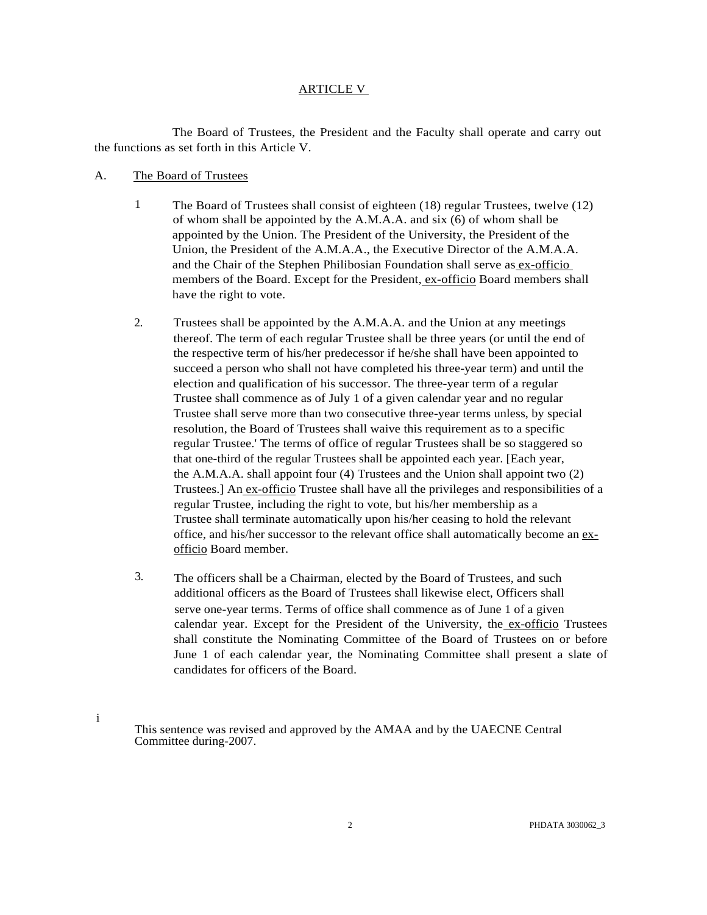## ARTICLE V

The Board of Trustees, the President and the Faculty shall operate and carry out the functions as set forth in this Article V.

### A. The Board of Trustees

1. The Board of Trustees shall consist of eighteen (18) regular Trustees, twelve (12) of whom shall be appointed by the A.M.A.A. and six (6) of whom shall be appointed by the Union. The President of the University, the President of the Union, the President of the A.M.A.A., the Executive Director of the A.M.A.A. and the Chair of the Stephen Philibosian Foundation shall serve as ex-officio members of the Board. Except for the President, ex-officio Board members shall have the right to vote.

2. Trustees shall be appointed by the A.M.A.A. and the Union at any meetings thereof. The term of each regular Trustee shall be three years (or until the end of the respective term of his/her predecessor if he/she shall have been appointed to succeed a person who shall not have completed his three-year term) and until the election and qualification of his successor. The three-year term of a regular Trustee shall commence as of July 1 of a given calendar year and no regular Trustee shall serve more than two consecutive three-year terms unless, by special resolution, the Board of Trustees shall waive this requirement as to a specific regular Trustee.' The terms of office of regular Trustees shall be so staggered so that one-third of the regular Trustees shall be appointed each year. [Each year, the A.M.A.A. shall appoint four (4) Trustees and the Union shall appoint two (2) Trustees.] An ex-officio Trustee shall have all the privileges and responsibilities of a regular Trustee, including the right to vote, but his/her membership as a Trustee shall terminate automatically upon his/her ceasing to hold the relevant office, and his/her successor to the relevant office shall automatically become an ex-officio Board member.

3. The officers shall be a Chairman, elected by the Board of Trustees, and such additional officers as the Board of Trustees shall likewise elect, Officers shall serve one-year terms. Terms of office shall commence as of June 1 of a given calendar year. Except for the President of the University, the ex-officio Trustees shall constitute the Nominating Committee of the Board of Trustees on or before June 1 of each calendar year, the Nominating Committee shall present a slate of candidates for officers of the Board.

---

i This sentence was revised and approved by the AMAA and by the UAECNE Central Committee during-2007.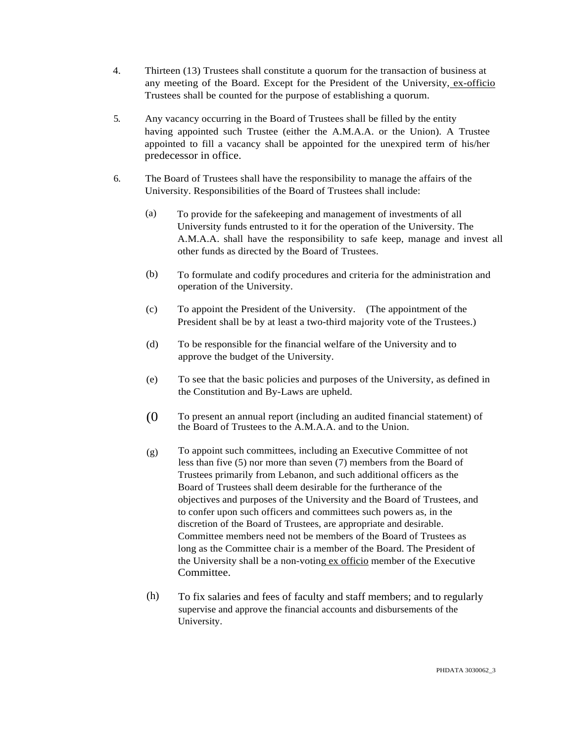4. Thirteen (13) Trustees shall constitute a quorum for the transaction of business at any meeting of the Board. Except for the President of the University, ex-officio Trustees shall be counted for the purpose of establishing a quorum.

5. Any vacancy occurring in the Board of Trustees shall be filled by the entity having appointed such Trustee (either the A.M.A.A. or the Union). A Trustee appointed to fill a vacancy shall be appointed for the unexpired term of his/her predecessor in office.

6. The Board of Trustees shall have the responsibility to manage the affairs of the University. Responsibilities of the Board of Trustees shall include:

   (a) To provide for the safekeeping and management of investments of all University funds entrusted to it for the operation of the University. The A.M.A.A. shall have the responsibility to safe keep, manage and invest all other funds as directed by the Board of Trustees.

   (b) To formulate and codify procedures and criteria for the administration and operation of the University.

   (c) To appoint the President of the University. (The appointment of the President shall be by at least a two-third majority vote of the Trustees.)

   (d) To be responsible for the financial welfare of the University and to approve the budget of the University.

   (e) To see that the basic policies and purposes of the University, as defined in the Constitution and By-Laws are upheld.

   (f) To present an annual report (including an audited financial statement) of the Board of Trustees to the A.M.A.A. and to the Union.

   (g) To appoint such committees, including an Executive Committee of not less than five (5) nor more than seven (7) members from the Board of Trustees primarily from Lebanon, and such additional officers as the Board of Trustees shall deem desirable for the furtherance of the objectives and purposes of the University and the Board of Trustees, and to confer upon such officers and committees such powers as, in the discretion of the Board of Trustees, are appropriate and desirable. Committee members need not be members of the Board of Trustees as long as the Committee chair is a member of the Board. The President of the University shall be a non-voting ex officio member of the Executive Committee.

   (h) To fix salaries and fees of faculty and staff members; and to regularly supervise and approve the financial accounts and disbursements of the University.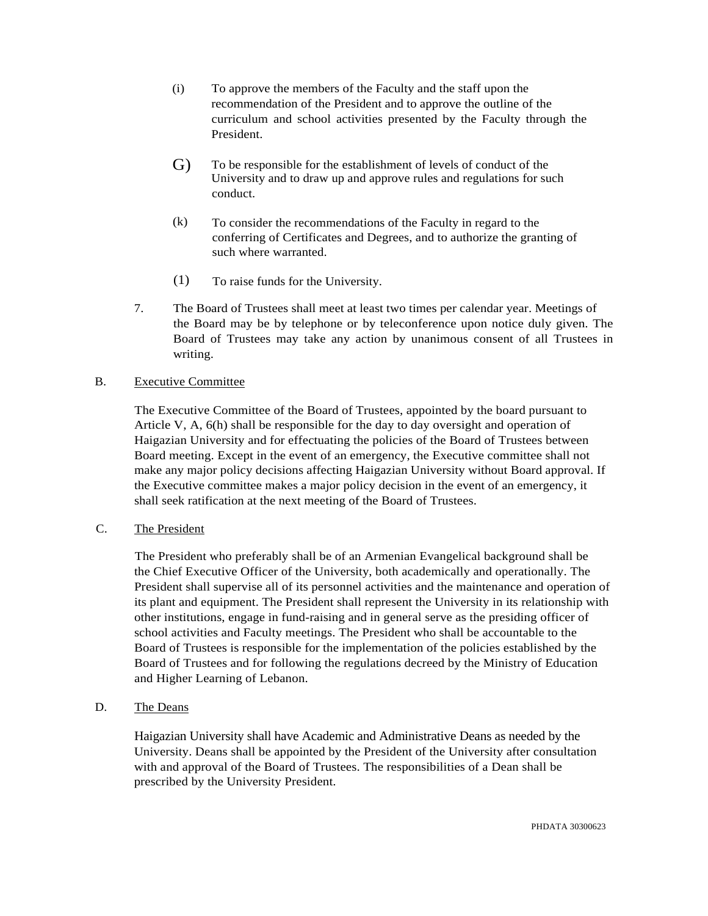(i) To approve the members of the Faculty and the staff upon the recommendation of the President and to approve the outline of the curriculum and school activities presented by the Faculty through the President.

G) To be responsible for the establishment of levels of conduct of the University and to draw up and approve rules and regulations for such conduct.

(k) To consider the recommendations of the Faculty in regard to the conferring of Certificates and Degrees, and to authorize the granting of such where warranted.

(1) To raise funds for the University.

7. The Board of Trustees shall meet at least two times per calendar year. Meetings of the Board may be by telephone or by teleconference upon notice duly given. The Board of Trustees may take any action by unanimous consent of all Trustees in writing.

B. Executive Committee

The Executive Committee of the Board of Trustees, appointed by the board pursuant to Article V, A, 6(h) shall be responsible for the day to day oversight and operation of Haigazian University and for effectuating the policies of the Board of Trustees between Board meeting. Except in the event of an emergency, the Executive committee shall not make any major policy decisions affecting Haigazian University without Board approval. If the Executive committee makes a major policy decision in the event of an emergency, it shall seek ratification at the next meeting of the Board of Trustees.

C. The President

The President who preferably shall be of an Armenian Evangelical background shall be the Chief Executive Officer of the University, both academically and operationally. The President shall supervise all of its personnel activities and the maintenance and operation of its plant and equipment. The President shall represent the University in its relationship with other institutions, engage in fund-raising and in general serve as the presiding officer of school activities and Faculty meetings. The President who shall be accountable to the Board of Trustees is responsible for the implementation of the policies established by the Board of Trustees and for following the regulations decreed by the Ministry of Education and Higher Learning of Lebanon.

D. The Deans

Haigazian University shall have Academic and Administrative Deans as needed by the University. Deans shall be appointed by the President of the University after consultation with and approval of the Board of Trustees. The responsibilities of a Dean shall be prescribed by the University President.

PHDATA 30300623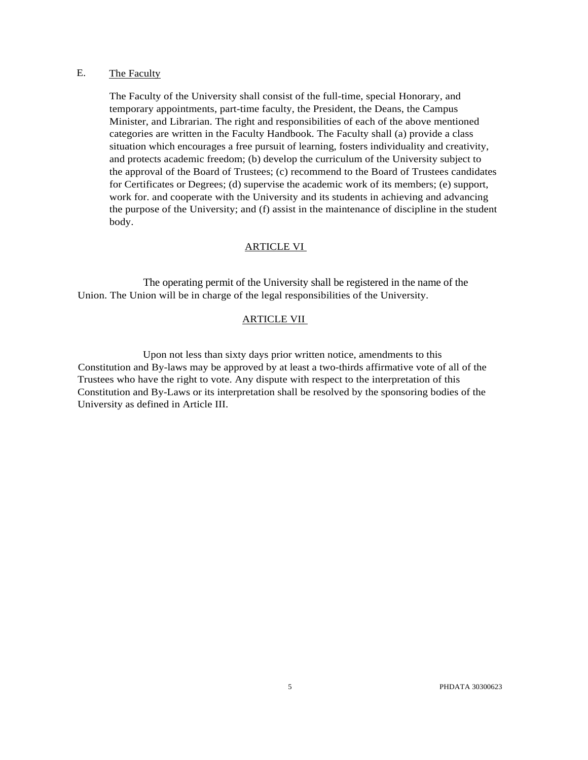E. The Faculty

The Faculty of the University shall consist of the full-time, special Honorary, and temporary appointments, part-time faculty, the President, the Deans, the Campus Minister, and Librarian. The right and responsibilities of each of the above mentioned categories are written in the Faculty Handbook. The Faculty shall (a) provide a class situation which encourages a free pursuit of learning, fosters individuality and creativity, and protects academic freedom; (b) develop the curriculum of the University subject to the approval of the Board of Trustees; (c) recommend to the Board of Trustees candidates for Certificates or Degrees; (d) supervise the academic work of its members; (e) support, work for. and cooperate with the University and its students in achieving and advancing the purpose of the University; and (f) assist in the maintenance of discipline in the student body.

## ARTICLE VI

The operating permit of the University shall be registered in the name of the Union. The Union will be in charge of the legal responsibilities of the University.

## ARTICLE VII

Upon not less than sixty days prior written notice, amendments to this Constitution and By-laws may be approved by at least a two-thirds affirmative vote of all of the Trustees who have the right to vote. Any dispute with respect to the interpretation of this Constitution and By-Laws or its interpretation shall be resolved by the sponsoring bodies of the University as defined in Article III.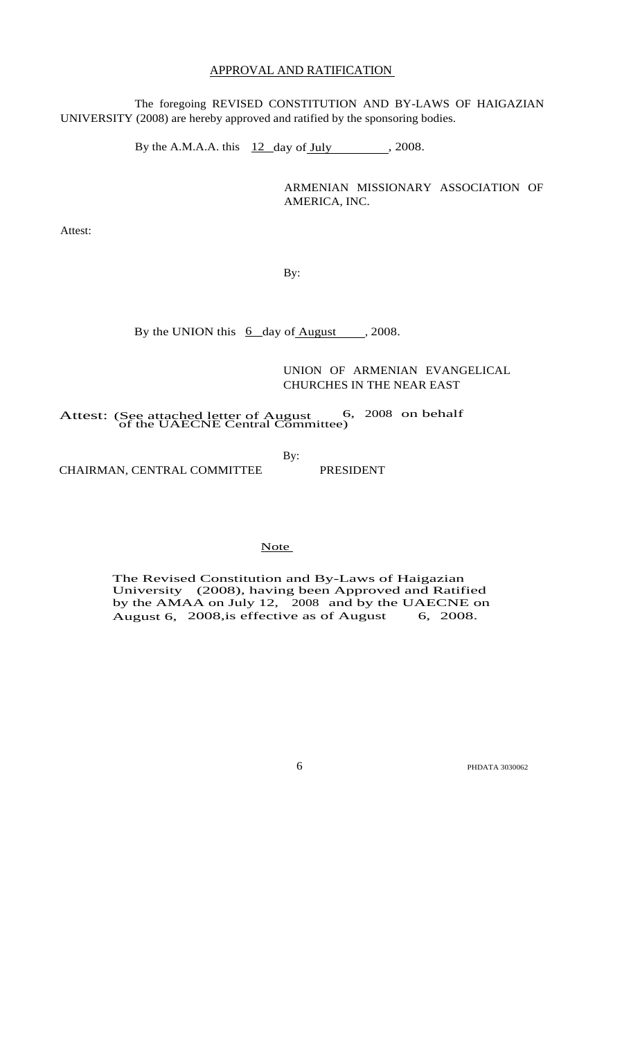## APPROVAL AND RATIFICATION

The foregoing REVISED CONSTITUTION AND BY-LAWS OF HAIGAZIAN UNIVERSITY (2008) are hereby approved and ratified by the sponsoring bodies.

By the A.M.A.A. this 12 day of July, 2008.

ARMENIAN MISSIONARY ASSOCIATION OF AMERICA, INC.

Attest:

By:

By the UNION this 6 day of August, 2008.

UNION OF ARMENIAN EVANGELICAL CHURCHES IN THE NEAR EAST

Attest: (See attached letter of August 6, 2008 on behalf of the UAECNE Central Committee)

By:

CHAIRMAN, CENTRAL COMMITTEE PRESIDENT

### Note

The Revised Constitution and By-Laws of Haigazian University (2008), having been Approved and Ratified by the AMAA on July 12, 2008 and by the UAECNE on August 6, 2008,is effective as of August 6, 2008.

PHDATA 3030062